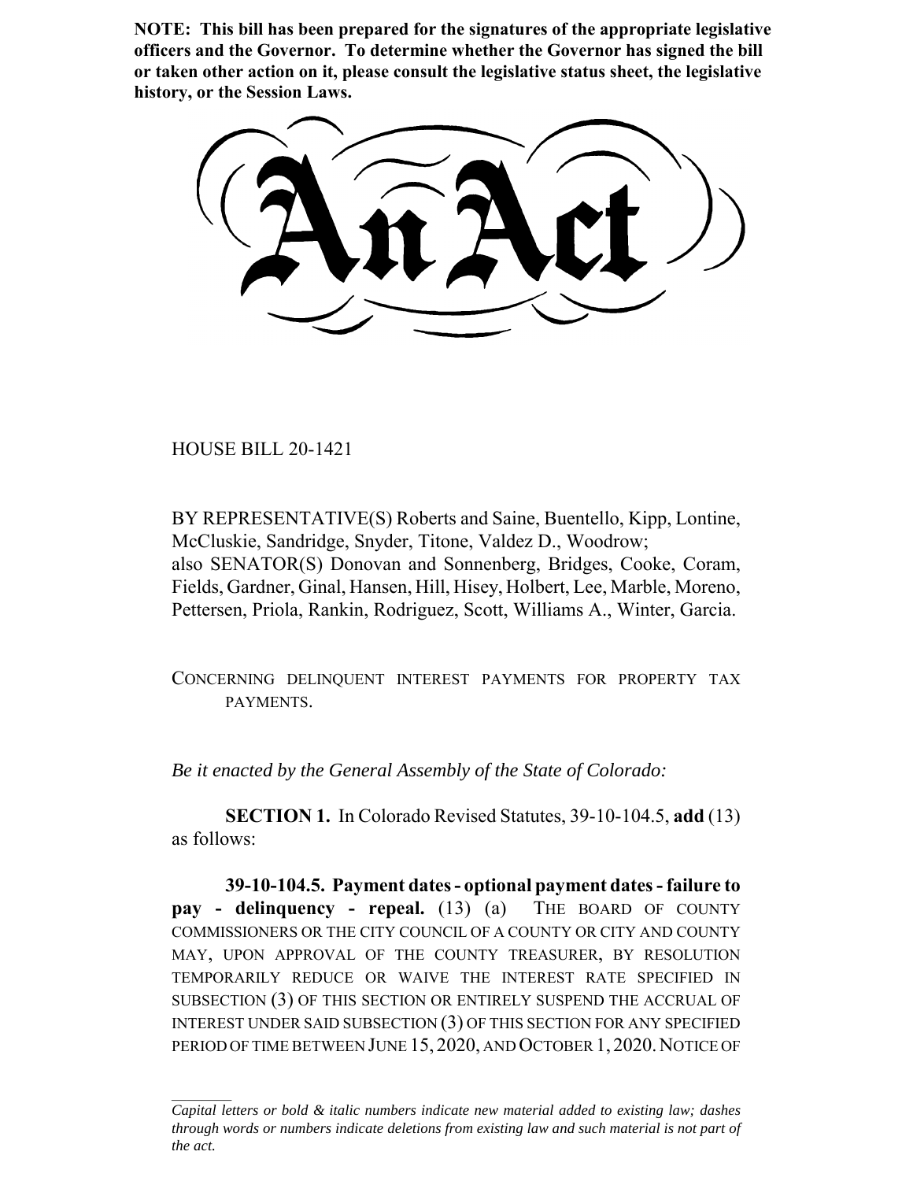**NOTE: This bill has been prepared for the signatures of the appropriate legislative officers and the Governor. To determine whether the Governor has signed the bill or taken other action on it, please consult the legislative status sheet, the legislative history, or the Session Laws.**

# An Act

HOUSE BILL 20-1421

BY REPRESENTATIVE(S) Roberts and Saine, Buentello, Kipp, Lontine, McCluskie, Sandridge, Snyder, Titone, Valdez D., Woodrow;
also SENATOR(S) Donovan and Sonnenberg, Bridges, Cooke, Coram, Fields, Gardner, Ginal, Hansen, Hill, Hisey, Holbert, Lee, Marble, Moreno, Pettersen, Priola, Rankin, Rodriguez, Scott, Williams A., Winter, Garcia.

CONCERNING DELINQUENT INTEREST PAYMENTS FOR PROPERTY TAX PAYMENTS.

*Be it enacted by the General Assembly of the State of Colorado:*

**SECTION 1.** In Colorado Revised Statutes, 39-10-104.5, **add** (13) as follows:

**39-10-104.5. Payment dates - optional payment dates - failure to pay - delinquency - repeal.** (13) (a) THE BOARD OF COUNTY COMMISSIONERS OR THE CITY COUNCIL OF A COUNTY OR CITY AND COUNTY MAY, UPON APPROVAL OF THE COUNTY TREASURER, BY RESOLUTION TEMPORARILY REDUCE OR WAIVE THE INTEREST RATE SPECIFIED IN SUBSECTION (3) OF THIS SECTION OR ENTIRELY SUSPEND THE ACCRUAL OF INTEREST UNDER SAID SUBSECTION (3) OF THIS SECTION FOR ANY SPECIFIED PERIOD OF TIME BETWEEN JUNE 15, 2020, AND OCTOBER 1, 2020. NOTICE OF

*Capital letters or bold & italic numbers indicate new material added to existing law; dashes through words or numbers indicate deletions from existing law and such material is not part of the act.*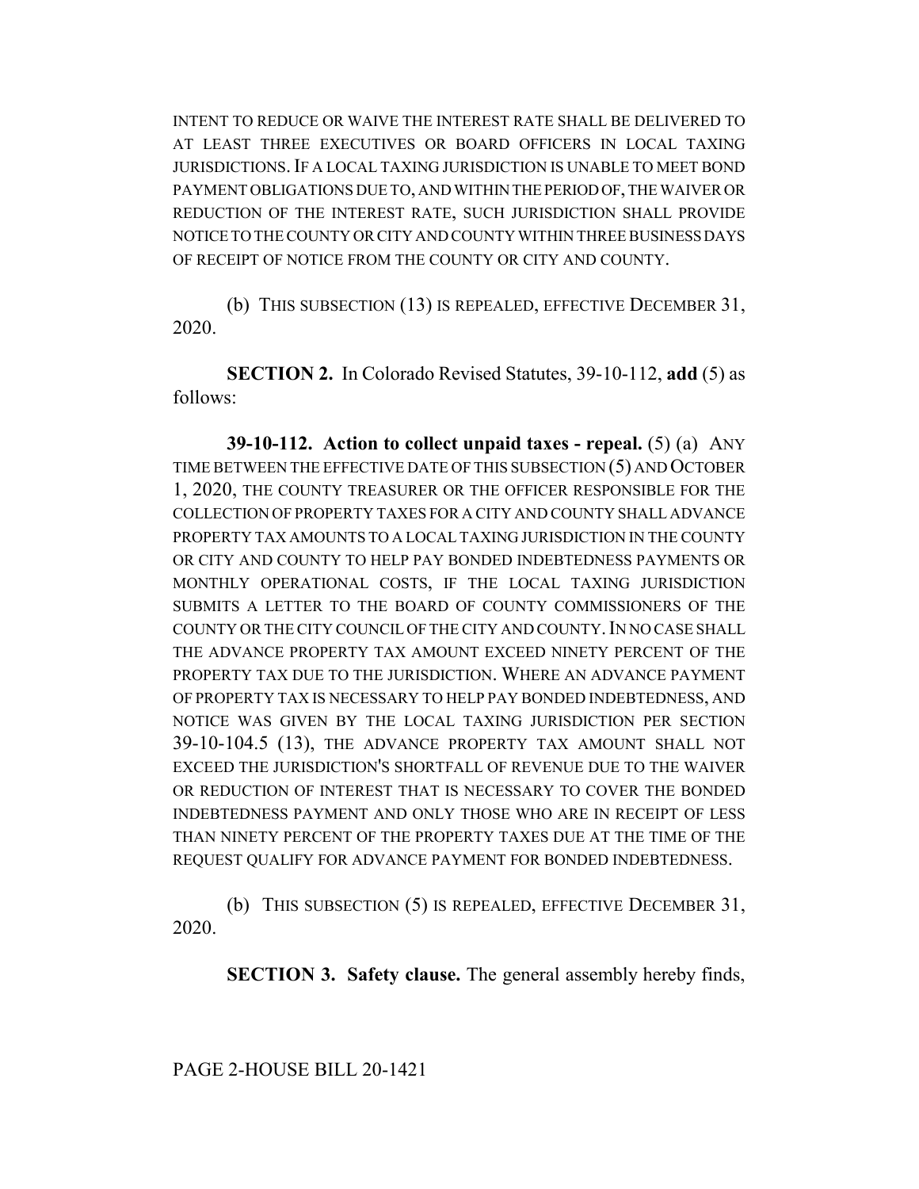INTENT TO REDUCE OR WAIVE THE INTEREST RATE SHALL BE DELIVERED TO AT LEAST THREE EXECUTIVES OR BOARD OFFICERS IN LOCAL TAXING JURISDICTIONS. IF A LOCAL TAXING JURISDICTION IS UNABLE TO MEET BOND PAYMENT OBLIGATIONS DUE TO, AND WITHIN THE PERIOD OF, THE WAIVER OR REDUCTION OF THE INTEREST RATE, SUCH JURISDICTION SHALL PROVIDE NOTICE TO THE COUNTY OR CITY AND COUNTY WITHIN THREE BUSINESS DAYS OF RECEIPT OF NOTICE FROM THE COUNTY OR CITY AND COUNTY.

(b) THIS SUBSECTION (13) IS REPEALED, EFFECTIVE DECEMBER 31, 2020.

**SECTION 2.** In Colorado Revised Statutes, 39-10-112, **add** (5) as follows:

**39-10-112. Action to collect unpaid taxes - repeal.** (5) (a) ANY TIME BETWEEN THE EFFECTIVE DATE OF THIS SUBSECTION (5) AND OCTOBER 1, 2020, THE COUNTY TREASURER OR THE OFFICER RESPONSIBLE FOR THE COLLECTION OF PROPERTY TAXES FOR A CITY AND COUNTY SHALL ADVANCE PROPERTY TAX AMOUNTS TO A LOCAL TAXING JURISDICTION IN THE COUNTY OR CITY AND COUNTY TO HELP PAY BONDED INDEBTEDNESS PAYMENTS OR MONTHLY OPERATIONAL COSTS, IF THE LOCAL TAXING JURISDICTION SUBMITS A LETTER TO THE BOARD OF COUNTY COMMISSIONERS OF THE COUNTY OR THE CITY COUNCIL OF THE CITY AND COUNTY. IN NO CASE SHALL THE ADVANCE PROPERTY TAX AMOUNT EXCEED NINETY PERCENT OF THE PROPERTY TAX DUE TO THE JURISDICTION. WHERE AN ADVANCE PAYMENT OF PROPERTY TAX IS NECESSARY TO HELP PAY BONDED INDEBTEDNESS, AND NOTICE WAS GIVEN BY THE LOCAL TAXING JURISDICTION PER SECTION 39-10-104.5 (13), THE ADVANCE PROPERTY TAX AMOUNT SHALL NOT EXCEED THE JURISDICTION'S SHORTFALL OF REVENUE DUE TO THE WAIVER OR REDUCTION OF INTEREST THAT IS NECESSARY TO COVER THE BONDED INDEBTEDNESS PAYMENT AND ONLY THOSE WHO ARE IN RECEIPT OF LESS THAN NINETY PERCENT OF THE PROPERTY TAXES DUE AT THE TIME OF THE REQUEST QUALIFY FOR ADVANCE PAYMENT FOR BONDED INDEBTEDNESS.

(b) THIS SUBSECTION (5) IS REPEALED, EFFECTIVE DECEMBER 31, 2020.

**SECTION 3. Safety clause.** The general assembly hereby finds,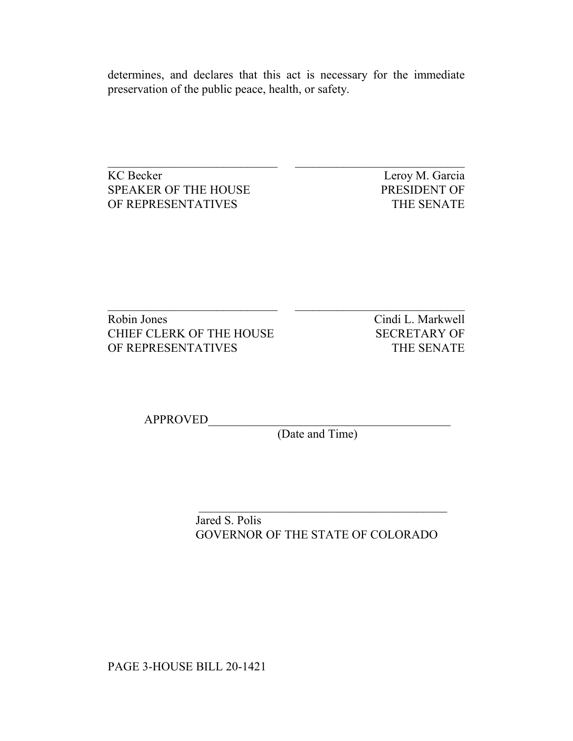determines, and declares that this act is necessary for the immediate preservation of the public peace, health, or safety.

____________________________ ____________________________
KC Becker Leroy M. Garcia
SPEAKER OF THE HOUSE PRESIDENT OF
OF REPRESENTATIVES THE SENATE

____________________________ ____________________________
Robin Jones Cindi L. Markwell
CHIEF CLERK OF THE HOUSE SECRETARY OF
OF REPRESENTATIVES THE SENATE

APPROVED________________________________________
(Date and Time)

_________________________________________
Jared S. Polis
GOVERNOR OF THE STATE OF COLORADO

PAGE 3-HOUSE BILL 20-1421